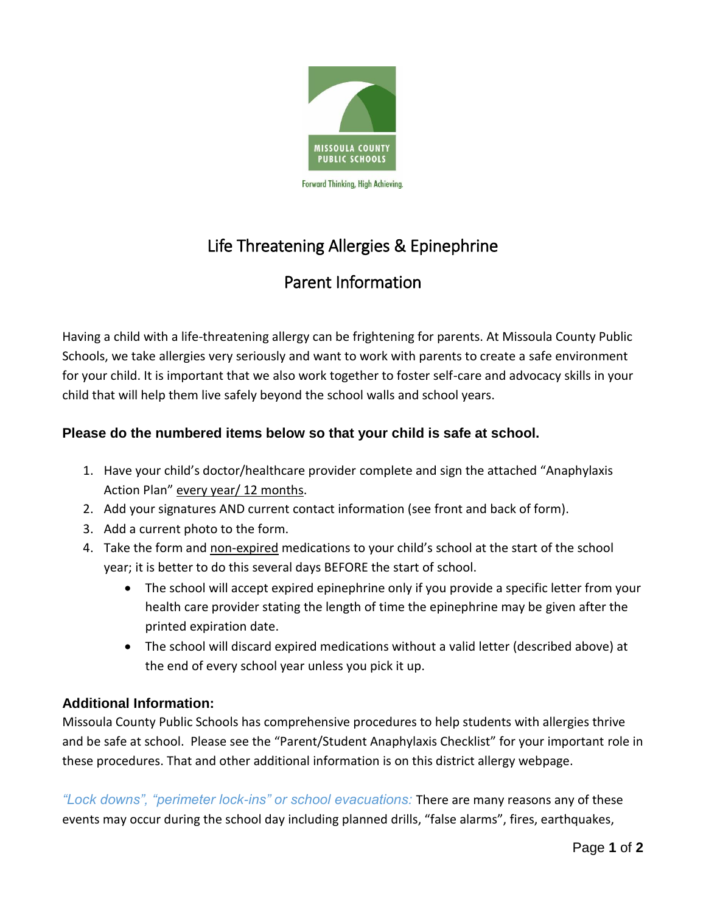MISSOULA COUNTY PUBLIC SCHOOLS

Forward Thinking, High Achieving.

# Life Threatening Allergies & Epinephrine

## Parent Information

Having a child with a life-threatening allergy can be frightening for parents. At Missoula County Public Schools, we take allergies very seriously and want to work with parents to create a safe environment for your child. It is important that we also work together to foster self-care and advocacy skills in your child that will help them live safely beyond the school walls and school years.

### Please do the numbered items below so that your child is safe at school.

1. Have your child's doctor/healthcare provider complete and sign the attached "Anaphylaxis Action Plan" <u>every year/ 12 months</u>.
2. Add your signatures AND current contact information (see front and back of form).
3. Add a current photo to the form.
4. Take the form and <u>non-expired</u> medications to your child's school at the start of the school year; it is better to do this several days BEFORE the start of school.
   - The school will accept expired epinephrine only if you provide a specific letter from your health care provider stating the length of time the epinephrine may be given after the printed expiration date.
   - The school will discard expired medications without a valid letter (described above) at the end of every school year unless you pick it up.

### Additional Information:

Missoula County Public Schools has comprehensive procedures to help students with allergies thrive and be safe at school. Please see the "Parent/Student Anaphylaxis Checklist" for your important role in these procedures. That and other additional information is on this district allergy webpage.

*"Lock downs", "perimeter lock-ins" or school evacuations:* There are many reasons any of these events may occur during the school day including planned drills, "false alarms", fires, earthquakes,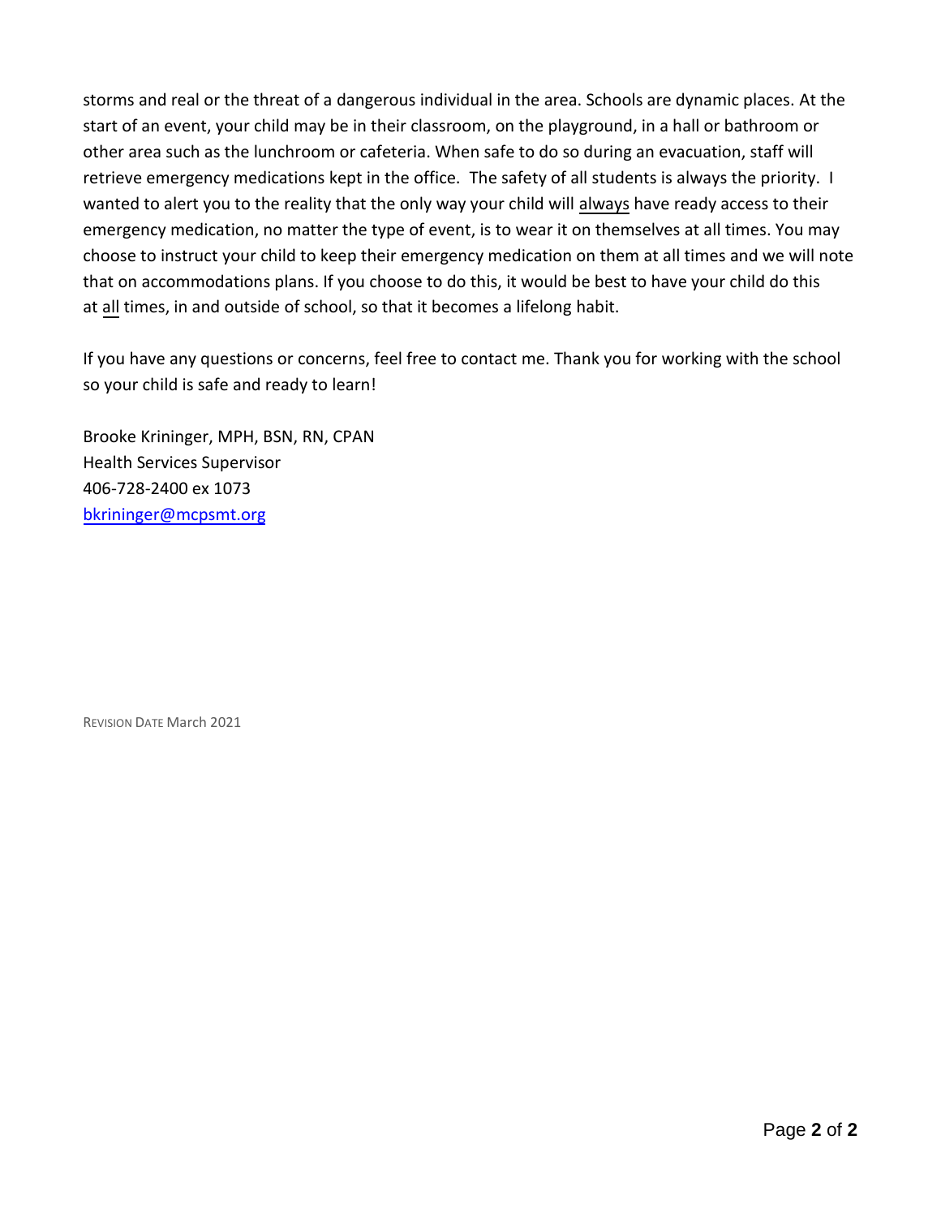storms and real or the threat of a dangerous individual in the area. Schools are dynamic places. At the start of an event, your child may be in their classroom, on the playground, in a hall or bathroom or other area such as the lunchroom or cafeteria. When safe to do so during an evacuation, staff will retrieve emergency medications kept in the office. The safety of all students is always the priority. I wanted to alert you to the reality that the only way your child will <u>always</u> have ready access to their emergency medication, no matter the type of event, is to wear it on themselves at all times. You may choose to instruct your child to keep their emergency medication on them at all times and we will note that on accommodations plans. If you choose to do this, it would be best to have your child do this at <u>all</u> times, in and outside of school, so that it becomes a lifelong habit.

If you have any questions or concerns, feel free to contact me. Thank you for working with the school so your child is safe and ready to learn!

Brooke Krininger, MPH, BSN, RN, CPAN
Health Services Supervisor
406-728-2400 ex 1073
bkrininger@mcpsmt.org

REVISION DATE March 2021